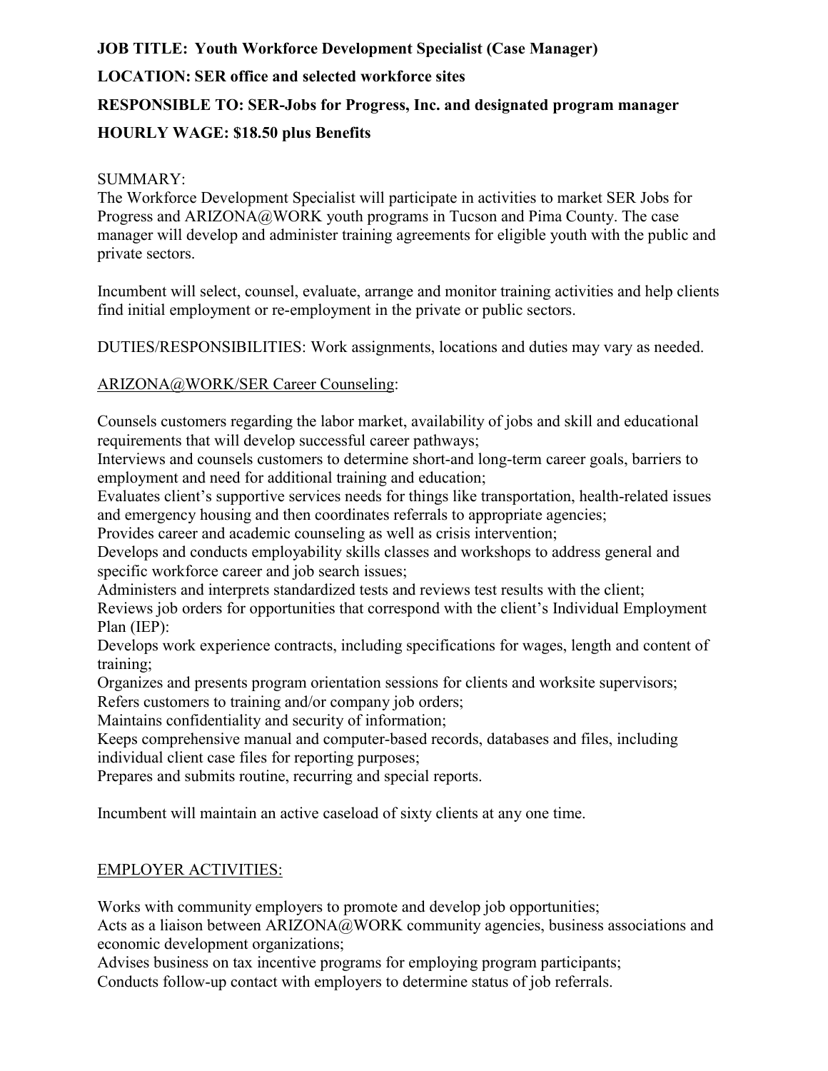**JOB TITLE: Youth Workforce Development Specialist (Case Manager)**

**LOCATION: SER office and selected workforce sites**

**RESPONSIBLE TO: SER-Jobs for Progress, Inc. and designated program manager**

**HOURLY WAGE: $18.50 plus Benefits**

SUMMARY:
The Workforce Development Specialist will participate in activities to market SER Jobs for Progress and ARIZONA@WORK youth programs in Tucson and Pima County. The case manager will develop and administer training agreements for eligible youth with the public and private sectors.

Incumbent will select, counsel, evaluate, arrange and monitor training activities and help clients find initial employment or re-employment in the private or public sectors.

DUTIES/RESPONSIBILITIES: Work assignments, locations and duties may vary as needed.

<u>ARIZONA@WORK/SER Career Counseling</u>:

Counsels customers regarding the labor market, availability of jobs and skill and educational requirements that will develop successful career pathways;
Interviews and counsels customers to determine short-and long-term career goals, barriers to employment and need for additional training and education;
Evaluates client's supportive services needs for things like transportation, health-related issues and emergency housing and then coordinates referrals to appropriate agencies;
Provides career and academic counseling as well as crisis intervention;
Develops and conducts employability skills classes and workshops to address general and specific workforce career and job search issues;
Administers and interprets standardized tests and reviews test results with the client;
Reviews job orders for opportunities that correspond with the client's Individual Employment Plan (IEP):
Develops work experience contracts, including specifications for wages, length and content of training;
Organizes and presents program orientation sessions for clients and worksite supervisors;
Refers customers to training and/or company job orders;
Maintains confidentiality and security of information;
Keeps comprehensive manual and computer-based records, databases and files, including individual client case files for reporting purposes;
Prepares and submits routine, recurring and special reports.

Incumbent will maintain an active caseload of sixty clients at any one time.

<u>EMPLOYER ACTIVITIES:</u>

Works with community employers to promote and develop job opportunities;
Acts as a liaison between ARIZONA@WORK community agencies, business associations and economic development organizations;
Advises business on tax incentive programs for employing program participants;
Conducts follow-up contact with employers to determine status of job referrals.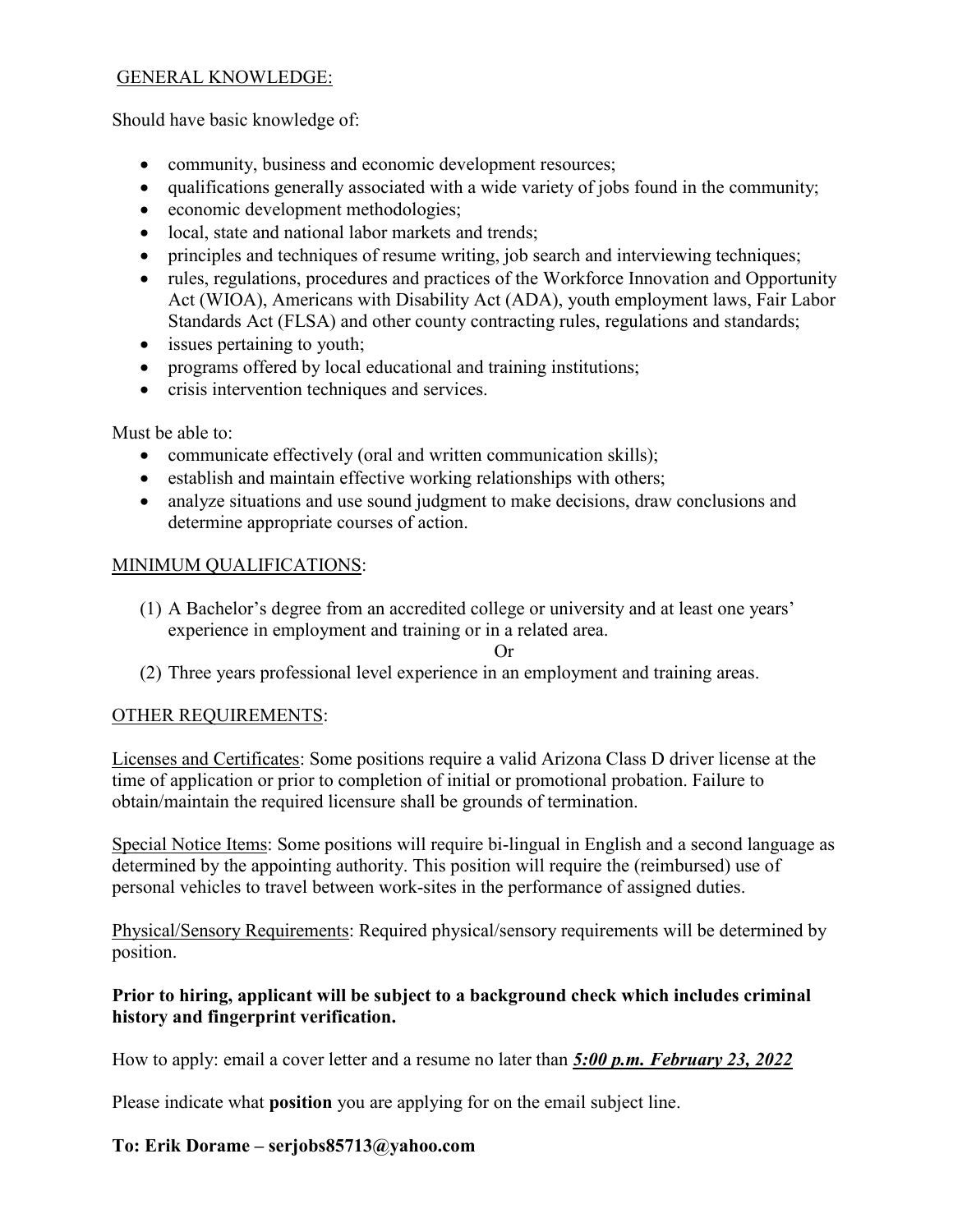GENERAL KNOWLEDGE:

Should have basic knowledge of:

- community, business and economic development resources;
- qualifications generally associated with a wide variety of jobs found in the community;
- economic development methodologies;
- local, state and national labor markets and trends;
- principles and techniques of resume writing, job search and interviewing techniques;
- rules, regulations, procedures and practices of the Workforce Innovation and Opportunity Act (WIOA), Americans with Disability Act (ADA), youth employment laws, Fair Labor Standards Act (FLSA) and other county contracting rules, regulations and standards;
- issues pertaining to youth;
- programs offered by local educational and training institutions;
- crisis intervention techniques and services.

Must be able to:

- communicate effectively (oral and written communication skills);
- establish and maintain effective working relationships with others;
- analyze situations and use sound judgment to make decisions, draw conclusions and determine appropriate courses of action.

MINIMUM QUALIFICATIONS:

(1) A Bachelor's degree from an accredited college or university and at least one years' experience in employment and training or in a related area.

Or

(2) Three years professional level experience in an employment and training areas.

OTHER REQUIREMENTS:

Licenses and Certificates: Some positions require a valid Arizona Class D driver license at the time of application or prior to completion of initial or promotional probation. Failure to obtain/maintain the required licensure shall be grounds of termination.

Special Notice Items: Some positions will require bi-lingual in English and a second language as determined by the appointing authority. This position will require the (reimbursed) use of personal vehicles to travel between work-sites in the performance of assigned duties.

Physical/Sensory Requirements: Required physical/sensory requirements will be determined by position.

**Prior to hiring, applicant will be subject to a background check which includes criminal history and fingerprint verification.**

How to apply: email a cover letter and a resume no later than ***5:00 p.m. February 23, 2022***

Please indicate what **position** you are applying for on the email subject line.

**To: Erik Dorame – serjobs85713@yahoo.com**